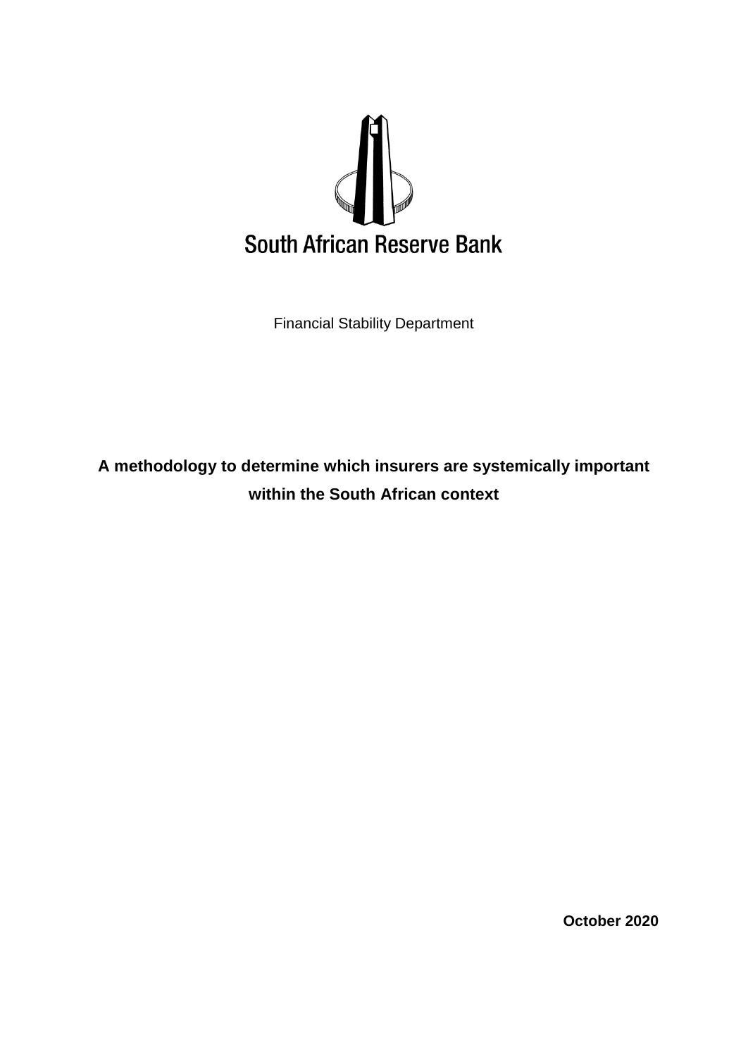South African Reserve Bank

Financial Stability Department

# A methodology to determine which insurers are systemically important within the South African context

**October 2020**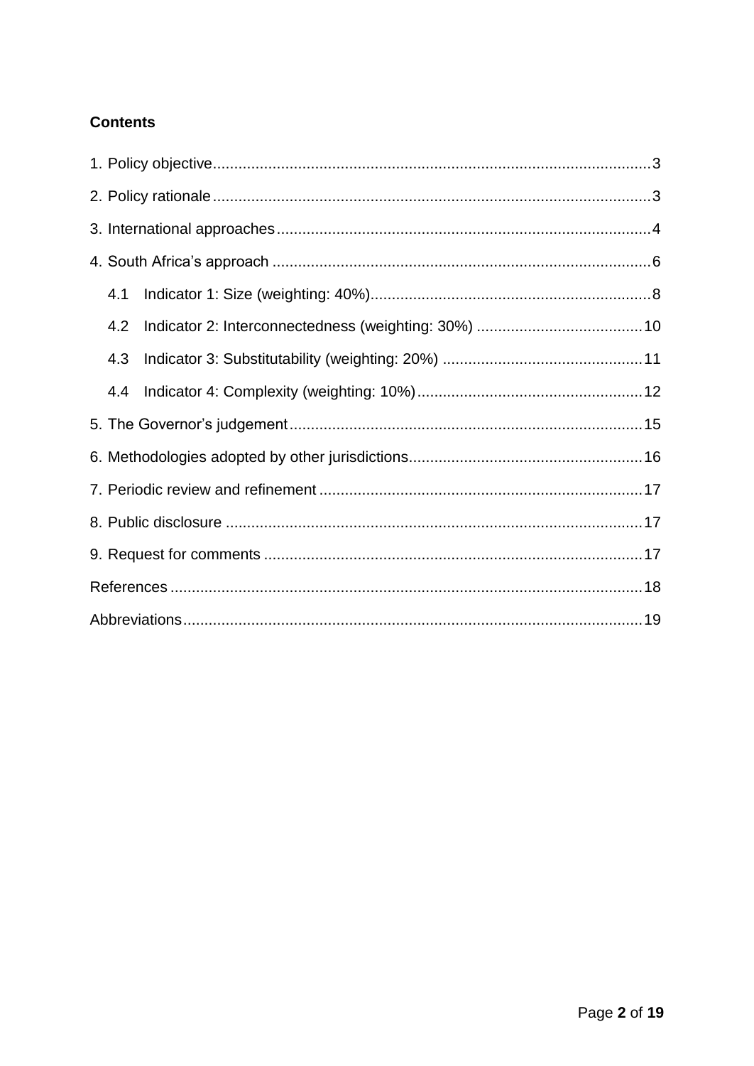**Contents**

1. Policy objective ........................................................................................................ 3

2. Policy rationale ......................................................................................................... 3

3. International approaches ........................................................................................ 4

4. South Africa's approach ........................................................................................... 6

    4.1 Indicator 1: Size (weighting: 40%) ..................................................................... 8

    4.2 Indicator 2: Interconnectedness (weighting: 30%) ........................................... 10

    4.3 Indicator 3: Substitutability (weighting: 20%) ................................................... 11

    4.4 Indicator 4: Complexity (weighting: 10%) ......................................................... 12

5. The Governor's judgement ...................................................................................... 15

6. Methodologies adopted by other jurisdictions ......................................................... 16

7. Periodic review and refinement .............................................................................. 17

8. Public disclosure ..................................................................................................... 17

9. Request for comments ............................................................................................ 17

References .................................................................................................................. 18

Abbreviations ............................................................................................................... 19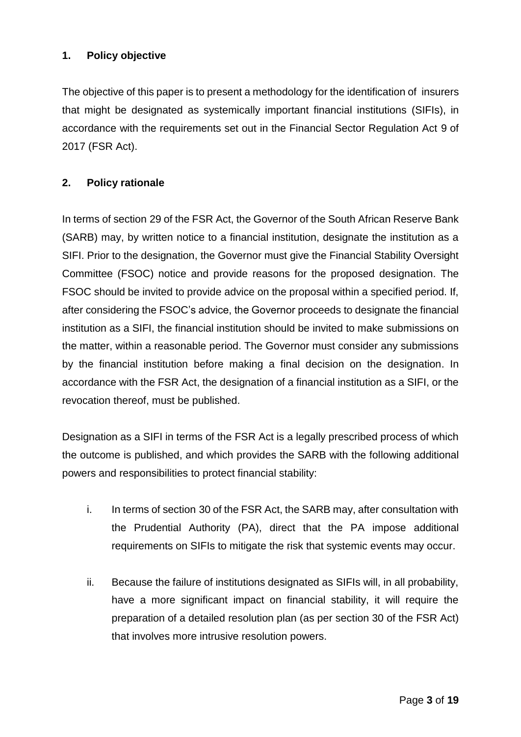## 1. Policy objective

The objective of this paper is to present a methodology for the identification of insurers that might be designated as systemically important financial institutions (SIFIs), in accordance with the requirements set out in the Financial Sector Regulation Act 9 of 2017 (FSR Act).

## 2. Policy rationale

In terms of section 29 of the FSR Act, the Governor of the South African Reserve Bank (SARB) may, by written notice to a financial institution, designate the institution as a SIFI. Prior to the designation, the Governor must give the Financial Stability Oversight Committee (FSOC) notice and provide reasons for the proposed designation. The FSOC should be invited to provide advice on the proposal within a specified period. If, after considering the FSOC's advice, the Governor proceeds to designate the financial institution as a SIFI, the financial institution should be invited to make submissions on the matter, within a reasonable period. The Governor must consider any submissions by the financial institution before making a final decision on the designation. In accordance with the FSR Act, the designation of a financial institution as a SIFI, or the revocation thereof, must be published.

Designation as a SIFI in terms of the FSR Act is a legally prescribed process of which the outcome is published, and which provides the SARB with the following additional powers and responsibilities to protect financial stability:

i. In terms of section 30 of the FSR Act, the SARB may, after consultation with the Prudential Authority (PA), direct that the PA impose additional requirements on SIFIs to mitigate the risk that systemic events may occur.

ii. Because the failure of institutions designated as SIFIs will, in all probability, have a more significant impact on financial stability, it will require the preparation of a detailed resolution plan (as per section 30 of the FSR Act) that involves more intrusive resolution powers.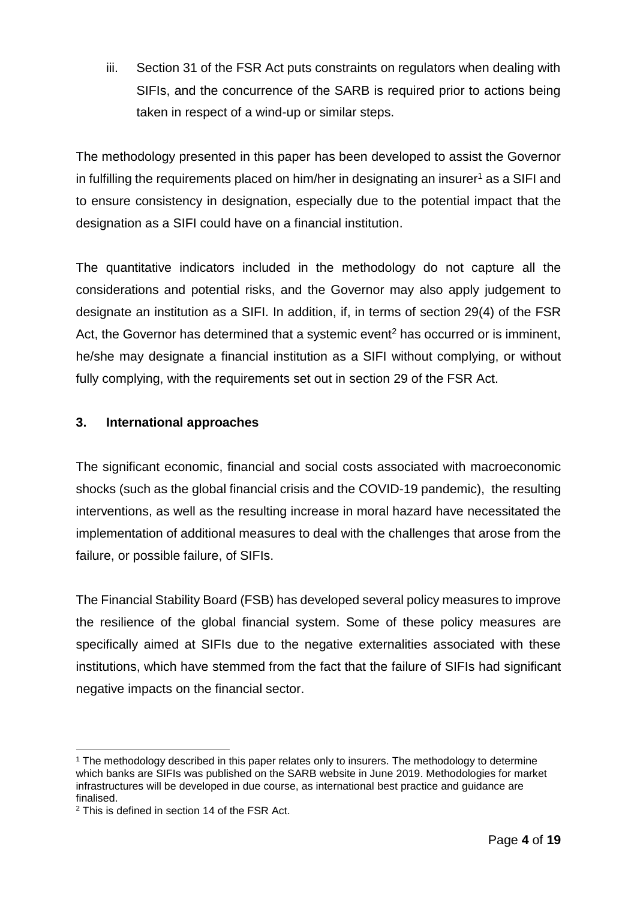iii. Section 31 of the FSR Act puts constraints on regulators when dealing with SIFIs, and the concurrence of the SARB is required prior to actions being taken in respect of a wind-up or similar steps.

The methodology presented in this paper has been developed to assist the Governor in fulfilling the requirements placed on him/her in designating an insurer[1] as a SIFI and to ensure consistency in designation, especially due to the potential impact that the designation as a SIFI could have on a financial institution.

The quantitative indicators included in the methodology do not capture all the considerations and potential risks, and the Governor may also apply judgement to designate an institution as a SIFI. In addition, if, in terms of section 29(4) of the FSR Act, the Governor has determined that a systemic event[2] has occurred or is imminent, he/she may designate a financial institution as a SIFI without complying, or without fully complying, with the requirements set out in section 29 of the FSR Act.

## 3. International approaches

The significant economic, financial and social costs associated with macroeconomic shocks (such as the global financial crisis and the COVID-19 pandemic), the resulting interventions, as well as the resulting increase in moral hazard have necessitated the implementation of additional measures to deal with the challenges that arose from the failure, or possible failure, of SIFIs.

The Financial Stability Board (FSB) has developed several policy measures to improve the resilience of the global financial system. Some of these policy measures are specifically aimed at SIFIs due to the negative externalities associated with these institutions, which have stemmed from the fact that the failure of SIFIs had significant negative impacts on the financial sector.

---

[1] The methodology described in this paper relates only to insurers. The methodology to determine which banks are SIFIs was published on the SARB website in June 2019. Methodologies for market infrastructures will be developed in due course, as international best practice and guidance are finalised.

[2] This is defined in section 14 of the FSR Act.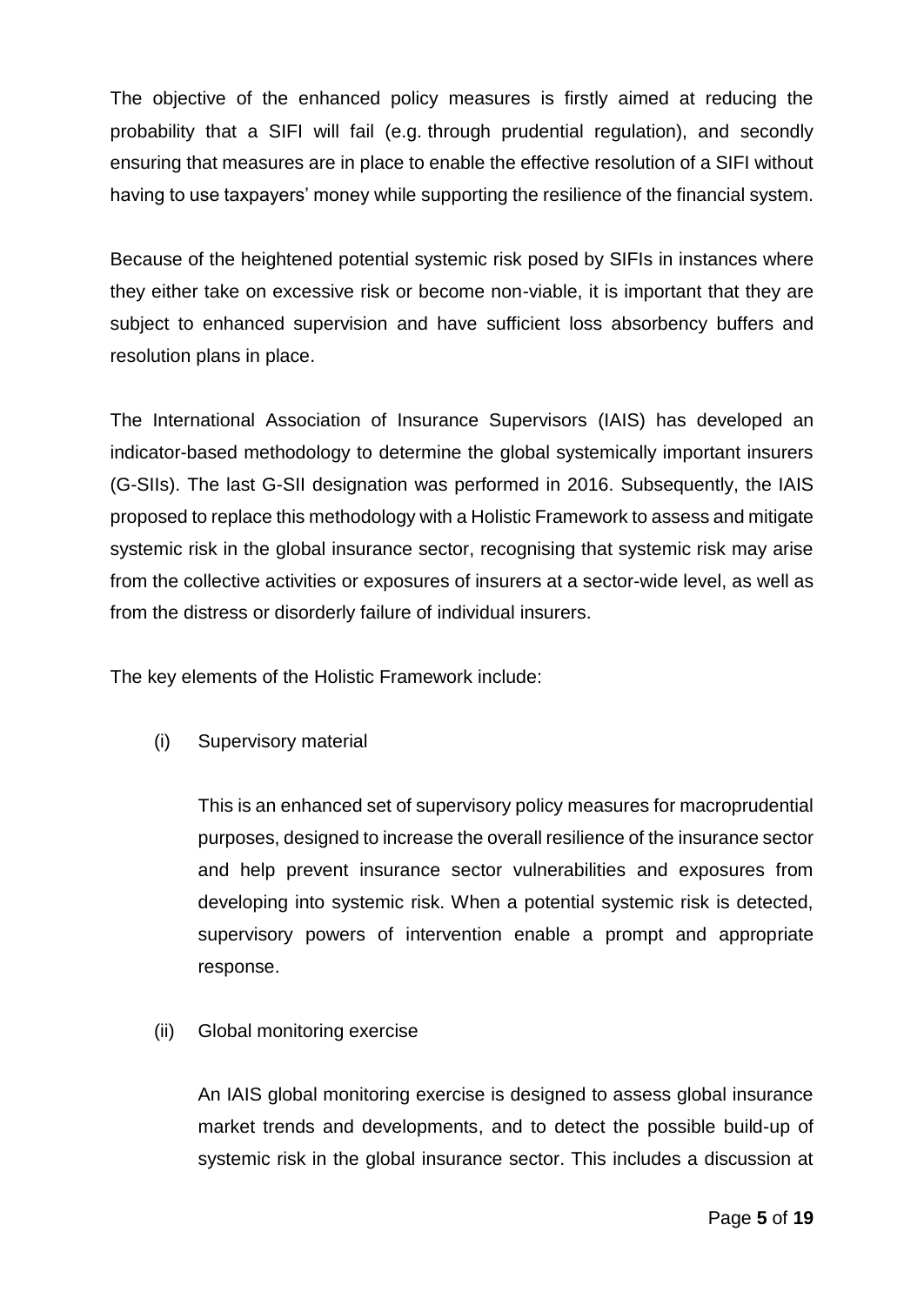The objective of the enhanced policy measures is firstly aimed at reducing the probability that a SIFI will fail (e.g. through prudential regulation), and secondly ensuring that measures are in place to enable the effective resolution of a SIFI without having to use taxpayers' money while supporting the resilience of the financial system.

Because of the heightened potential systemic risk posed by SIFIs in instances where they either take on excessive risk or become non-viable, it is important that they are subject to enhanced supervision and have sufficient loss absorbency buffers and resolution plans in place.

The International Association of Insurance Supervisors (IAIS) has developed an indicator-based methodology to determine the global systemically important insurers (G-SIIs). The last G-SII designation was performed in 2016. Subsequently, the IAIS proposed to replace this methodology with a Holistic Framework to assess and mitigate systemic risk in the global insurance sector, recognising that systemic risk may arise from the collective activities or exposures of insurers at a sector-wide level, as well as from the distress or disorderly failure of individual insurers.

The key elements of the Holistic Framework include:

(i) Supervisory material

This is an enhanced set of supervisory policy measures for macroprudential purposes, designed to increase the overall resilience of the insurance sector and help prevent insurance sector vulnerabilities and exposures from developing into systemic risk. When a potential systemic risk is detected, supervisory powers of intervention enable a prompt and appropriate response.

(ii) Global monitoring exercise

An IAIS global monitoring exercise is designed to assess global insurance market trends and developments, and to detect the possible build-up of systemic risk in the global insurance sector. This includes a discussion at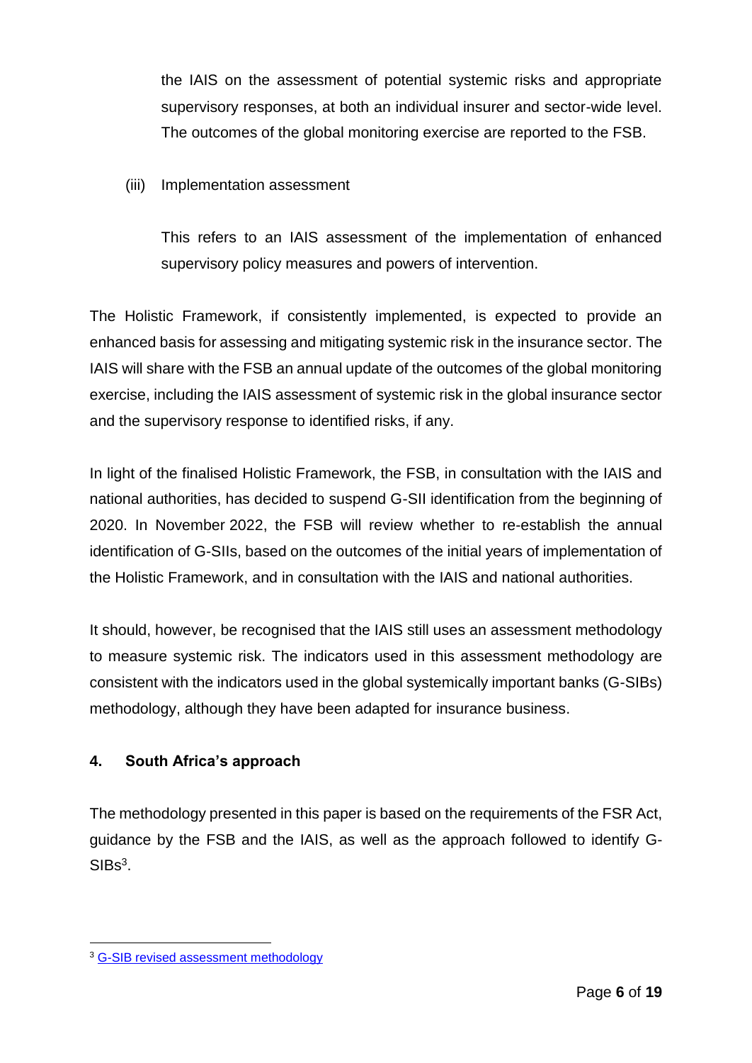the IAIS on the assessment of potential systemic risks and appropriate supervisory responses, at both an individual insurer and sector-wide level. The outcomes of the global monitoring exercise are reported to the FSB.

(iii) Implementation assessment

This refers to an IAIS assessment of the implementation of enhanced supervisory policy measures and powers of intervention.

The Holistic Framework, if consistently implemented, is expected to provide an enhanced basis for assessing and mitigating systemic risk in the insurance sector. The IAIS will share with the FSB an annual update of the outcomes of the global monitoring exercise, including the IAIS assessment of systemic risk in the global insurance sector and the supervisory response to identified risks, if any.

In light of the finalised Holistic Framework, the FSB, in consultation with the IAIS and national authorities, has decided to suspend G-SII identification from the beginning of 2020. In November 2022, the FSB will review whether to re-establish the annual identification of G-SIIs, based on the outcomes of the initial years of implementation of the Holistic Framework, and in consultation with the IAIS and national authorities.

It should, however, be recognised that the IAIS still uses an assessment methodology to measure systemic risk. The indicators used in this assessment methodology are consistent with the indicators used in the global systemically important banks (G-SIBs) methodology, although they have been adapted for insurance business.

## 4. South Africa's approach

The methodology presented in this paper is based on the requirements of the FSR Act, guidance by the FSB and the IAIS, as well as the approach followed to identify G-SIBs[3].

[3] G-SIB revised assessment methodology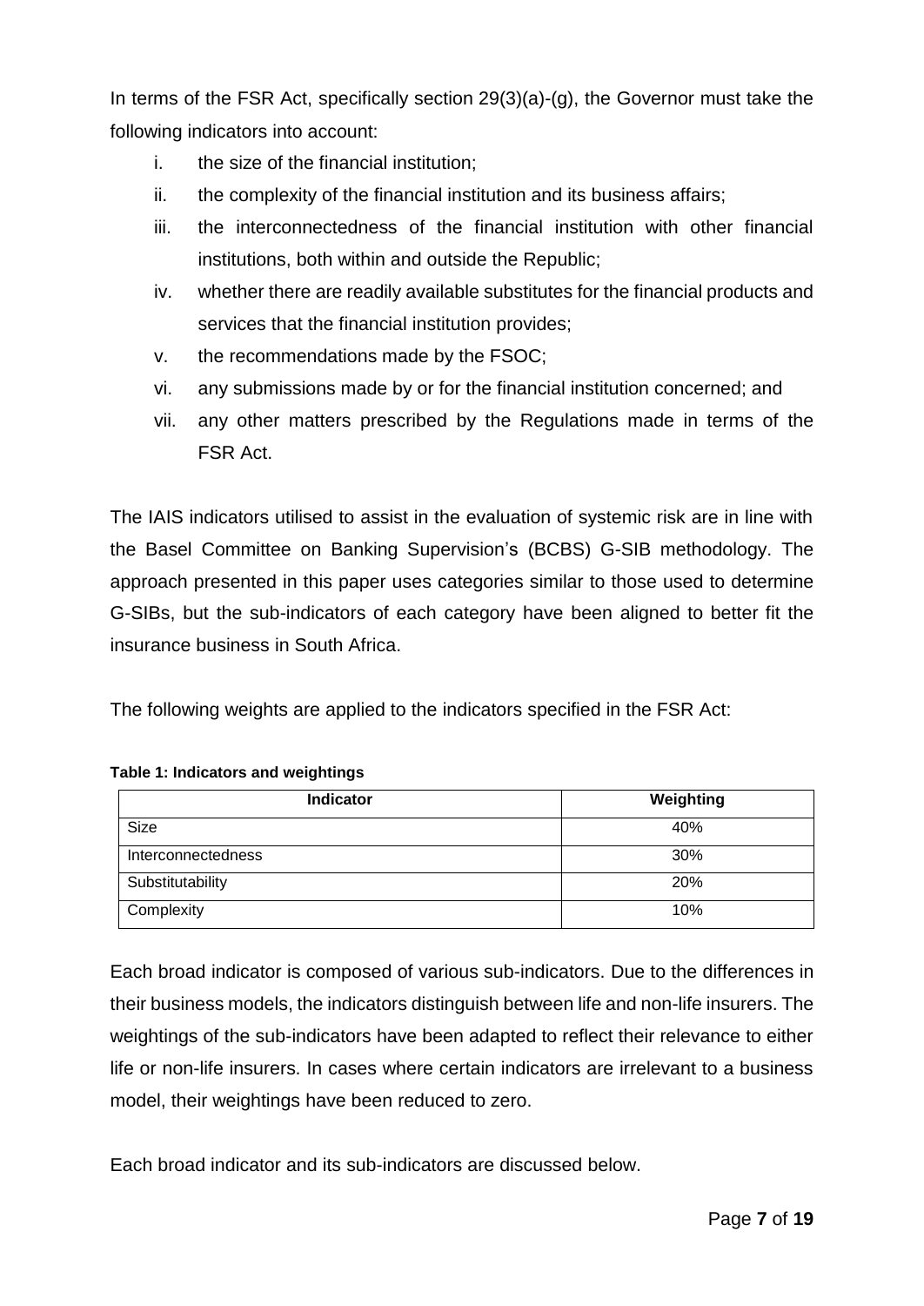In terms of the FSR Act, specifically section 29(3)(a)-(g), the Governor must take the following indicators into account:

i. the size of the financial institution;
ii. the complexity of the financial institution and its business affairs;
iii. the interconnectedness of the financial institution with other financial institutions, both within and outside the Republic;
iv. whether there are readily available substitutes for the financial products and services that the financial institution provides;
v. the recommendations made by the FSOC;
vi. any submissions made by or for the financial institution concerned; and
vii. any other matters prescribed by the Regulations made in terms of the FSR Act.

The IAIS indicators utilised to assist in the evaluation of systemic risk are in line with the Basel Committee on Banking Supervision's (BCBS) G-SIB methodology. The approach presented in this paper uses categories similar to those used to determine G-SIBs, but the sub-indicators of each category have been aligned to better fit the insurance business in South Africa.

The following weights are applied to the indicators specified in the FSR Act:

**Table 1: Indicators and weightings**

| Indicator | Weighting |
|---|---|
| Size | 40% |
| Interconnectedness | 30% |
| Substitutability | 20% |
| Complexity | 10% |

Each broad indicator is composed of various sub-indicators. Due to the differences in their business models, the indicators distinguish between life and non-life insurers. The weightings of the sub-indicators have been adapted to reflect their relevance to either life or non-life insurers. In cases where certain indicators are irrelevant to a business model, their weightings have been reduced to zero.

Each broad indicator and its sub-indicators are discussed below.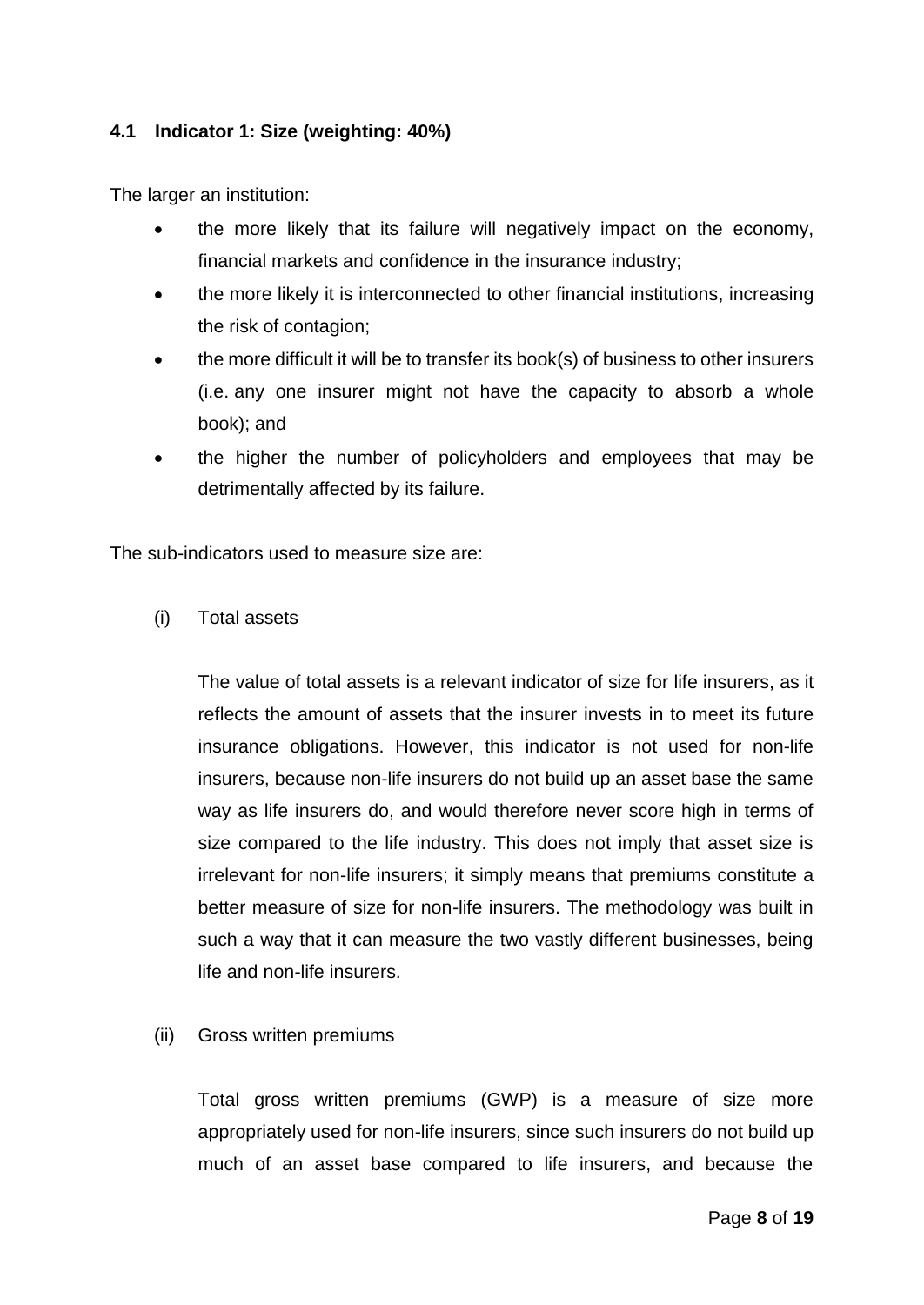### 4.1 Indicator 1: Size (weighting: 40%)

The larger an institution:

- the more likely that its failure will negatively impact on the economy, financial markets and confidence in the insurance industry;
- the more likely it is interconnected to other financial institutions, increasing the risk of contagion;
- the more difficult it will be to transfer its book(s) of business to other insurers (i.e. any one insurer might not have the capacity to absorb a whole book); and
- the higher the number of policyholders and employees that may be detrimentally affected by its failure.

The sub-indicators used to measure size are:

(i) Total assets

The value of total assets is a relevant indicator of size for life insurers, as it reflects the amount of assets that the insurer invests in to meet its future insurance obligations. However, this indicator is not used for non-life insurers, because non-life insurers do not build up an asset base the same way as life insurers do, and would therefore never score high in terms of size compared to the life industry. This does not imply that asset size is irrelevant for non-life insurers; it simply means that premiums constitute a better measure of size for non-life insurers. The methodology was built in such a way that it can measure the two vastly different businesses, being life and non-life insurers.

(ii) Gross written premiums

Total gross written premiums (GWP) is a measure of size more appropriately used for non-life insurers, since such insurers do not build up much of an asset base compared to life insurers, and because the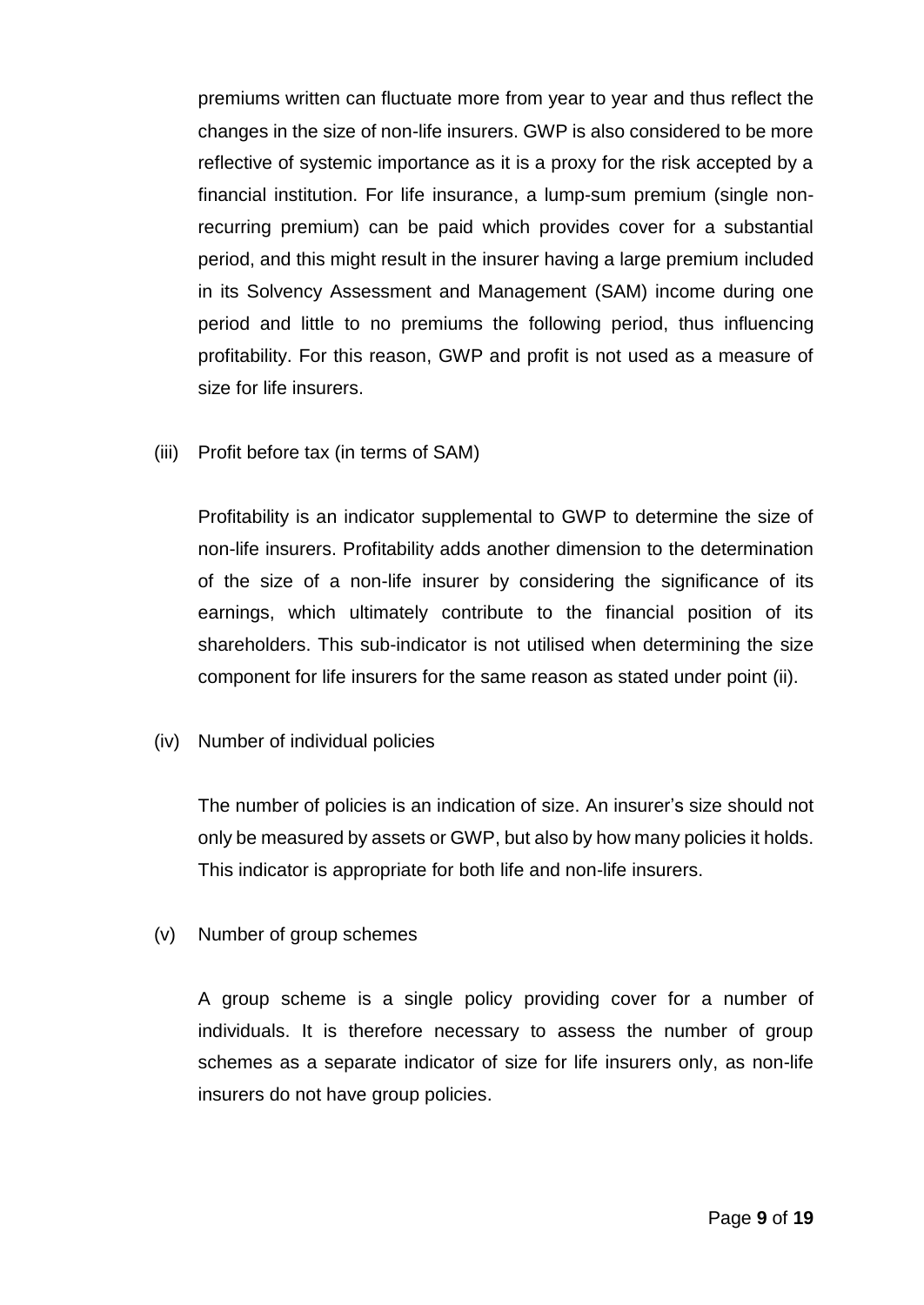premiums written can fluctuate more from year to year and thus reflect the changes in the size of non-life insurers. GWP is also considered to be more reflective of systemic importance as it is a proxy for the risk accepted by a financial institution. For life insurance, a lump-sum premium (single non-recurring premium) can be paid which provides cover for a substantial period, and this might result in the insurer having a large premium included in its Solvency Assessment and Management (SAM) income during one period and little to no premiums the following period, thus influencing profitability. For this reason, GWP and profit is not used as a measure of size for life insurers.

(iii) Profit before tax (in terms of SAM)

Profitability is an indicator supplemental to GWP to determine the size of non-life insurers. Profitability adds another dimension to the determination of the size of a non-life insurer by considering the significance of its earnings, which ultimately contribute to the financial position of its shareholders. This sub-indicator is not utilised when determining the size component for life insurers for the same reason as stated under point (ii).

(iv) Number of individual policies

The number of policies is an indication of size. An insurer's size should not only be measured by assets or GWP, but also by how many policies it holds. This indicator is appropriate for both life and non-life insurers.

(v) Number of group schemes

A group scheme is a single policy providing cover for a number of individuals. It is therefore necessary to assess the number of group schemes as a separate indicator of size for life insurers only, as non-life insurers do not have group policies.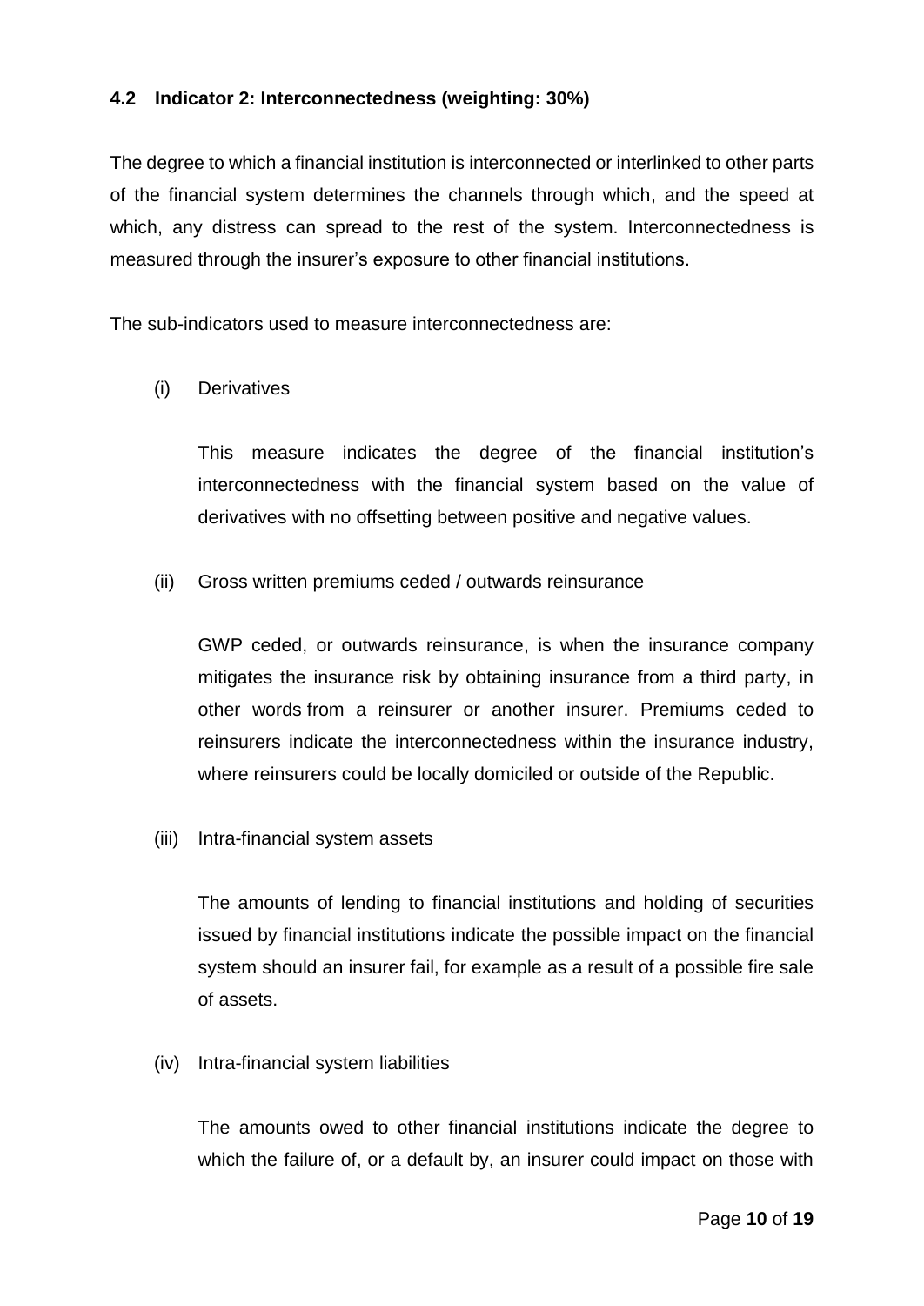### 4.2 Indicator 2: Interconnectedness (weighting: 30%)

The degree to which a financial institution is interconnected or interlinked to other parts of the financial system determines the channels through which, and the speed at which, any distress can spread to the rest of the system. Interconnectedness is measured through the insurer's exposure to other financial institutions.

The sub-indicators used to measure interconnectedness are:

(i) Derivatives

This measure indicates the degree of the financial institution's interconnectedness with the financial system based on the value of derivatives with no offsetting between positive and negative values.

(ii) Gross written premiums ceded / outwards reinsurance

GWP ceded, or outwards reinsurance, is when the insurance company mitigates the insurance risk by obtaining insurance from a third party, in other words from a reinsurer or another insurer. Premiums ceded to reinsurers indicate the interconnectedness within the insurance industry, where reinsurers could be locally domiciled or outside of the Republic.

(iii) Intra-financial system assets

The amounts of lending to financial institutions and holding of securities issued by financial institutions indicate the possible impact on the financial system should an insurer fail, for example as a result of a possible fire sale of assets.

(iv) Intra-financial system liabilities

The amounts owed to other financial institutions indicate the degree to which the failure of, or a default by, an insurer could impact on those with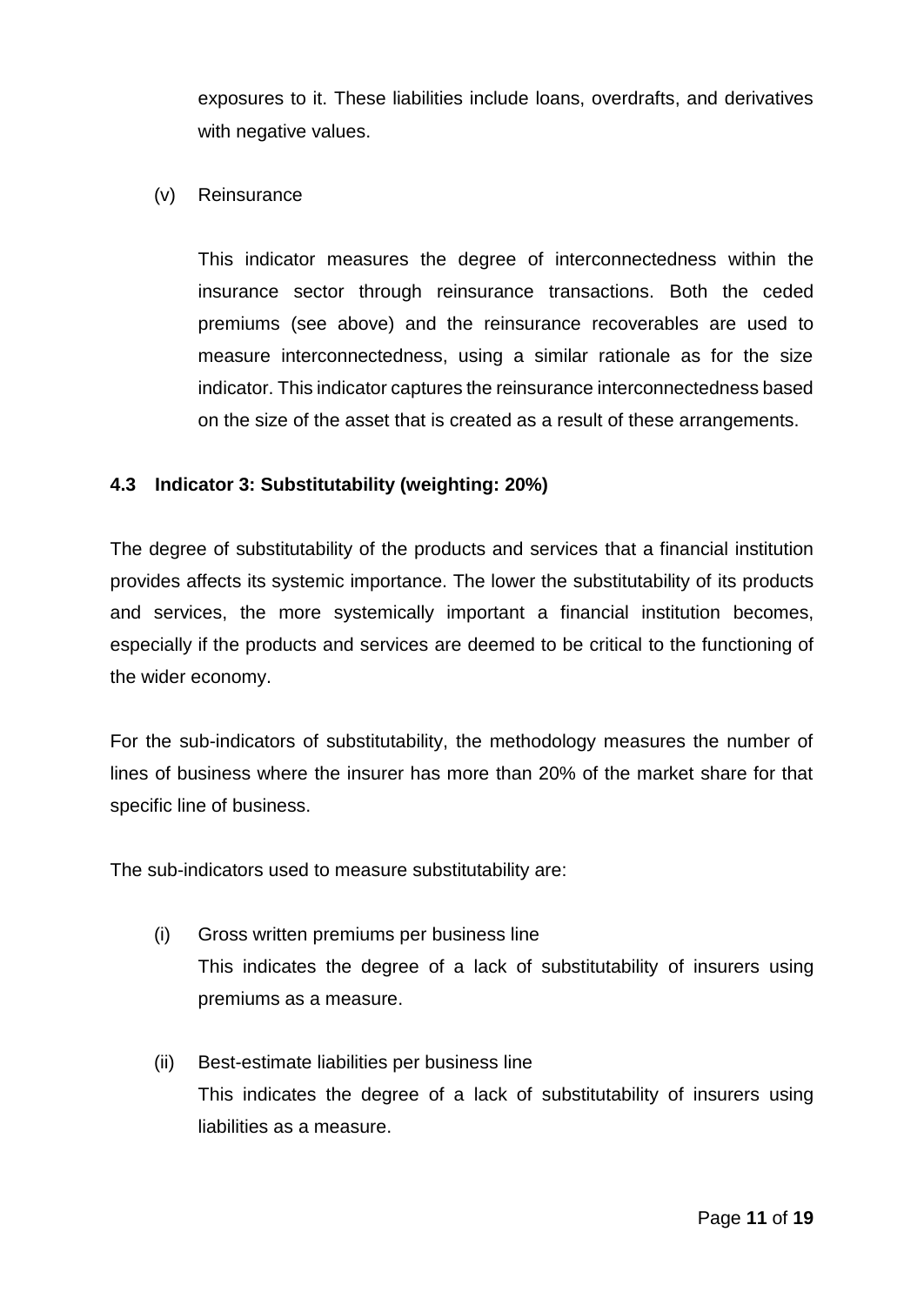exposures to it. These liabilities include loans, overdrafts, and derivatives with negative values.

(v) Reinsurance

This indicator measures the degree of interconnectedness within the insurance sector through reinsurance transactions. Both the ceded premiums (see above) and the reinsurance recoverables are used to measure interconnectedness, using a similar rationale as for the size indicator. This indicator captures the reinsurance interconnectedness based on the size of the asset that is created as a result of these arrangements.

### 4.3 Indicator 3: Substitutability (weighting: 20%)

The degree of substitutability of the products and services that a financial institution provides affects its systemic importance. The lower the substitutability of its products and services, the more systemically important a financial institution becomes, especially if the products and services are deemed to be critical to the functioning of the wider economy.

For the sub-indicators of substitutability, the methodology measures the number of lines of business where the insurer has more than 20% of the market share for that specific line of business.

The sub-indicators used to measure substitutability are:

(i) Gross written premiums per business line
This indicates the degree of a lack of substitutability of insurers using premiums as a measure.

(ii) Best-estimate liabilities per business line
This indicates the degree of a lack of substitutability of insurers using liabilities as a measure.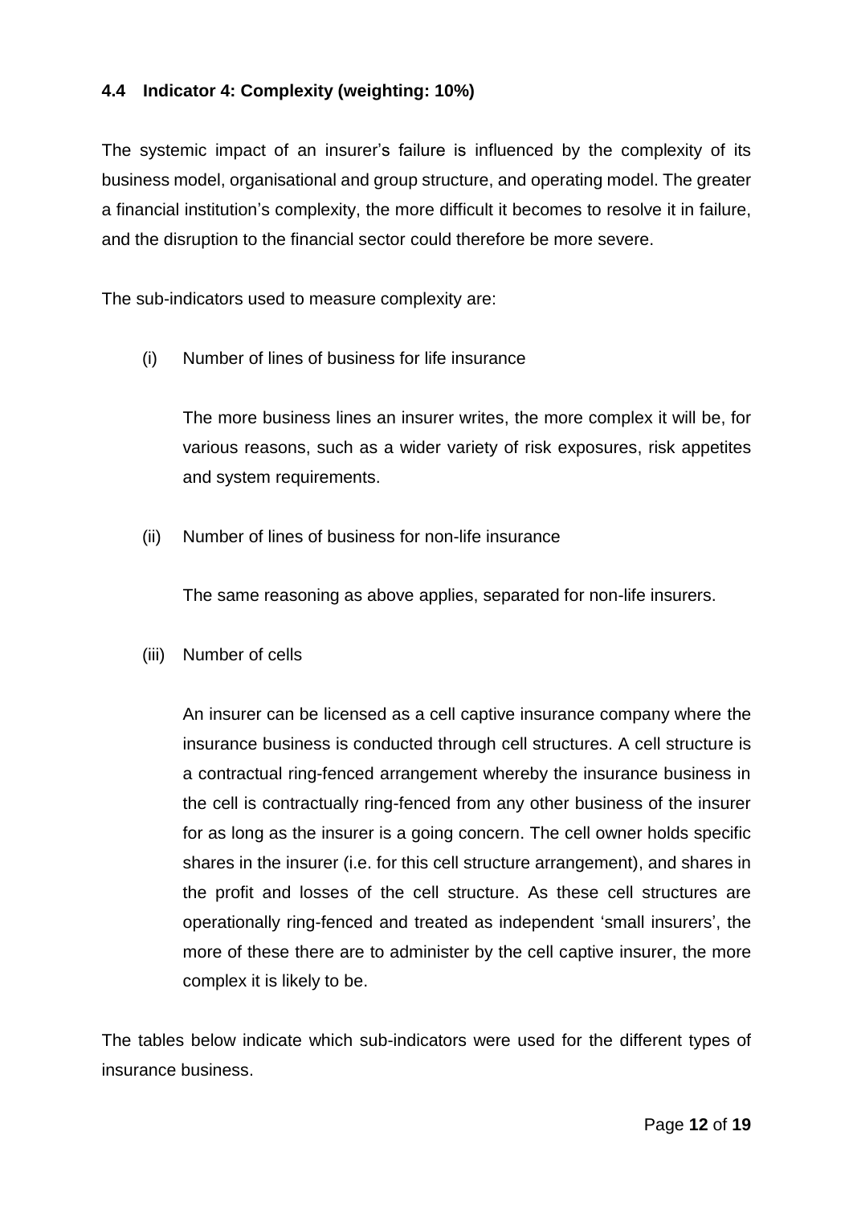### 4.4 Indicator 4: Complexity (weighting: 10%)

The systemic impact of an insurer's failure is influenced by the complexity of its business model, organisational and group structure, and operating model. The greater a financial institution's complexity, the more difficult it becomes to resolve it in failure, and the disruption to the financial sector could therefore be more severe.

The sub-indicators used to measure complexity are:

(i) Number of lines of business for life insurance

The more business lines an insurer writes, the more complex it will be, for various reasons, such as a wider variety of risk exposures, risk appetites and system requirements.

(ii) Number of lines of business for non-life insurance

The same reasoning as above applies, separated for non-life insurers.

(iii) Number of cells

An insurer can be licensed as a cell captive insurance company where the insurance business is conducted through cell structures. A cell structure is a contractual ring-fenced arrangement whereby the insurance business in the cell is contractually ring-fenced from any other business of the insurer for as long as the insurer is a going concern. The cell owner holds specific shares in the insurer (i.e. for this cell structure arrangement), and shares in the profit and losses of the cell structure. As these cell structures are operationally ring-fenced and treated as independent 'small insurers', the more of these there are to administer by the cell captive insurer, the more complex it is likely to be.

The tables below indicate which sub-indicators were used for the different types of insurance business.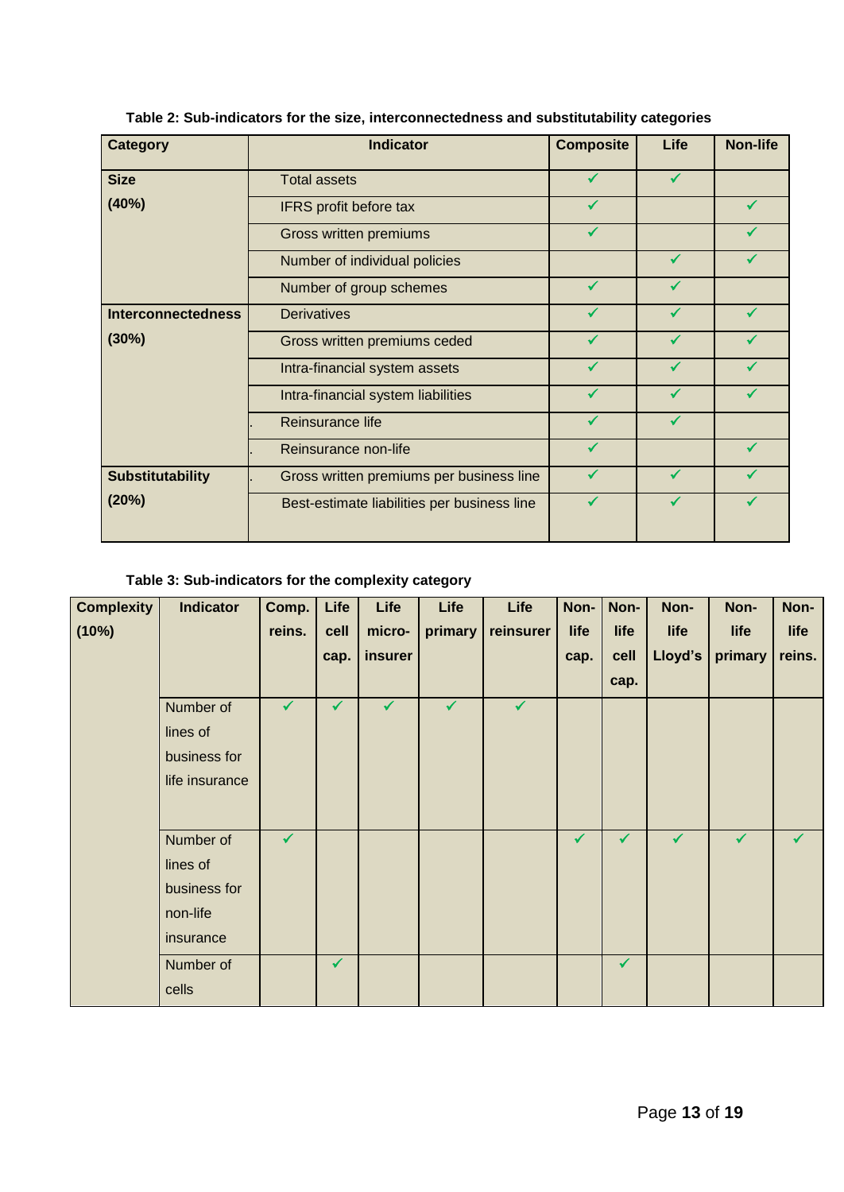**Table 2: Sub-indicators for the size, interconnectedness and substitutability categories**

| Category | Indicator | Composite | Life | Non-life |
|---|---|---|---|---|
| **Size (40%)** | Total assets | ✓ | ✓ | |
| | IFRS profit before tax | ✓ | | ✓ |
| | Gross written premiums | ✓ | | ✓ |
| | Number of individual policies | | ✓ | ✓ |
| | Number of group schemes | ✓ | ✓ | |
| **Interconnectedness (30%)** | Derivatives | ✓ | ✓ | ✓ |
| | Gross written premiums ceded | ✓ | ✓ | ✓ |
| | Intra-financial system assets | ✓ | ✓ | ✓ |
| | Intra-financial system liabilities | ✓ | ✓ | ✓ |
| | Reinsurance life | ✓ | ✓ | |
| | Reinsurance non-life | ✓ | | ✓ |
| **Substitutability (20%)** | Gross written premiums per business line | ✓ | ✓ | ✓ |
| | Best-estimate liabilities per business line | ✓ | ✓ | ✓ |

**Table 3: Sub-indicators for the complexity category**

| Complexity (10%) | Indicator | Comp. reins. | Life cell cap. | Life micro-insurer | Life primary | Life reinsurer | Non-life cap. | Non-life cell cap. | Non-life Lloyd's | Non-life primary | Non-life reins. |
|---|---|---|---|---|---|---|---|---|---|---|---|
| | Number of lines of business for life insurance | ✓ | ✓ | ✓ | ✓ | ✓ | | | | | |
| | Number of lines of business for non-life insurance | ✓ | | | | | ✓ | ✓ | ✓ | ✓ | ✓ |
| | Number of cells | | ✓ | | | | | ✓ | | | |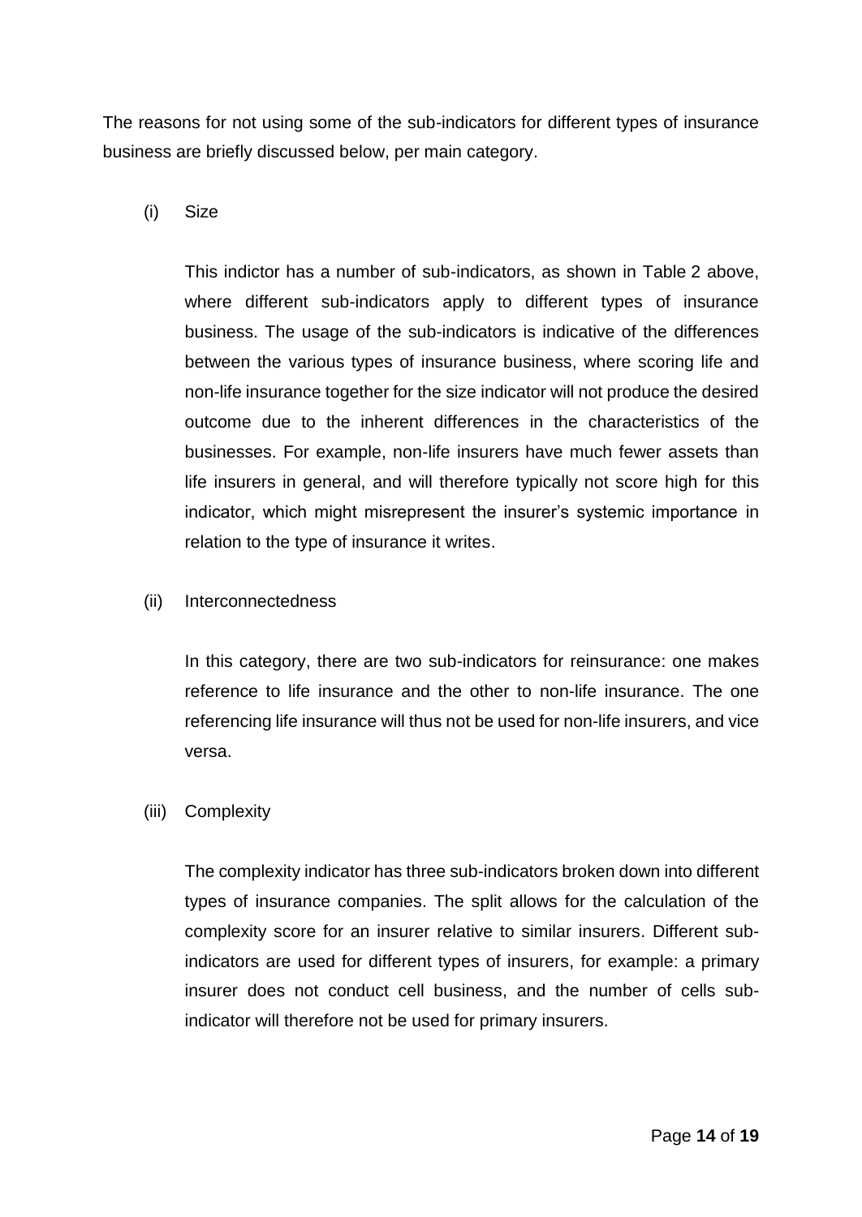The reasons for not using some of the sub-indicators for different types of insurance business are briefly discussed below, per main category.

(i) Size

This indictor has a number of sub-indicators, as shown in Table 2 above, where different sub-indicators apply to different types of insurance business. The usage of the sub-indicators is indicative of the differences between the various types of insurance business, where scoring life and non-life insurance together for the size indicator will not produce the desired outcome due to the inherent differences in the characteristics of the businesses. For example, non-life insurers have much fewer assets than life insurers in general, and will therefore typically not score high for this indicator, which might misrepresent the insurer's systemic importance in relation to the type of insurance it writes.

(ii) Interconnectedness

In this category, there are two sub-indicators for reinsurance: one makes reference to life insurance and the other to non-life insurance. The one referencing life insurance will thus not be used for non-life insurers, and vice versa.

(iii) Complexity

The complexity indicator has three sub-indicators broken down into different types of insurance companies. The split allows for the calculation of the complexity score for an insurer relative to similar insurers. Different sub-indicators are used for different types of insurers, for example: a primary insurer does not conduct cell business, and the number of cells sub-indicator will therefore not be used for primary insurers.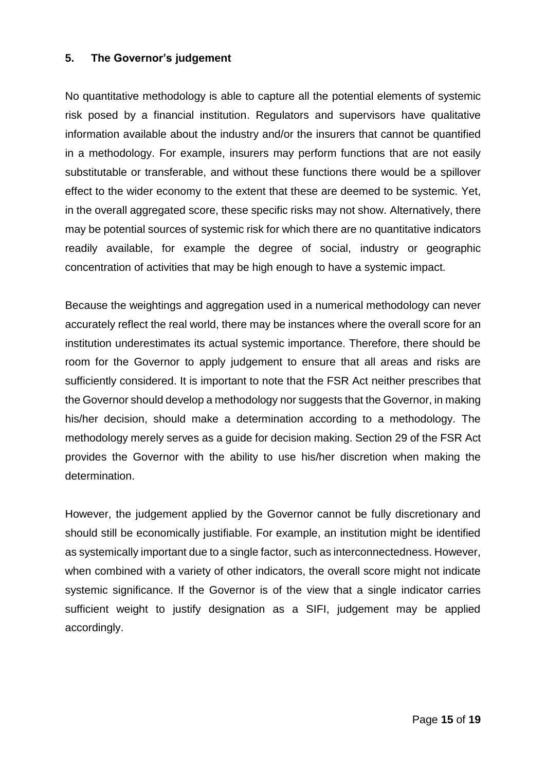## 5. The Governor's judgement

No quantitative methodology is able to capture all the potential elements of systemic risk posed by a financial institution. Regulators and supervisors have qualitative information available about the industry and/or the insurers that cannot be quantified in a methodology. For example, insurers may perform functions that are not easily substitutable or transferable, and without these functions there would be a spillover effect to the wider economy to the extent that these are deemed to be systemic. Yet, in the overall aggregated score, these specific risks may not show. Alternatively, there may be potential sources of systemic risk for which there are no quantitative indicators readily available, for example the degree of social, industry or geographic concentration of activities that may be high enough to have a systemic impact.

Because the weightings and aggregation used in a numerical methodology can never accurately reflect the real world, there may be instances where the overall score for an institution underestimates its actual systemic importance. Therefore, there should be room for the Governor to apply judgement to ensure that all areas and risks are sufficiently considered. It is important to note that the FSR Act neither prescribes that the Governor should develop a methodology nor suggests that the Governor, in making his/her decision, should make a determination according to a methodology. The methodology merely serves as a guide for decision making. Section 29 of the FSR Act provides the Governor with the ability to use his/her discretion when making the determination.

However, the judgement applied by the Governor cannot be fully discretionary and should still be economically justifiable. For example, an institution might be identified as systemically important due to a single factor, such as interconnectedness. However, when combined with a variety of other indicators, the overall score might not indicate systemic significance. If the Governor is of the view that a single indicator carries sufficient weight to justify designation as a SIFI, judgement may be applied accordingly.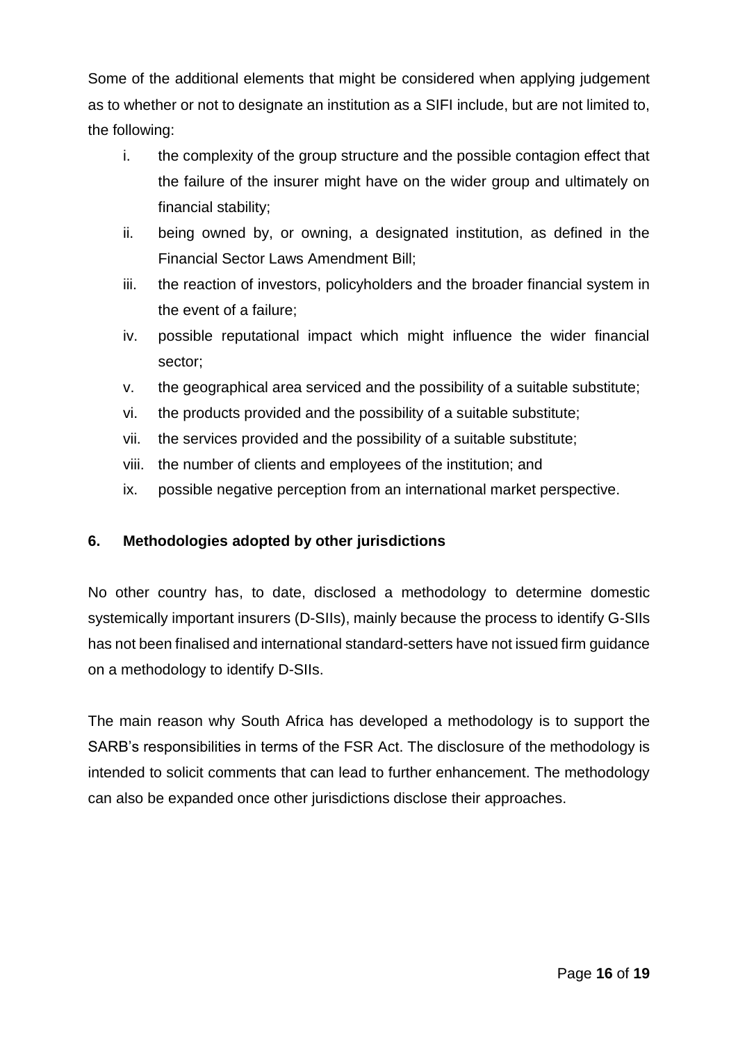Some of the additional elements that might be considered when applying judgement as to whether or not to designate an institution as a SIFI include, but are not limited to, the following:

i. the complexity of the group structure and the possible contagion effect that the failure of the insurer might have on the wider group and ultimately on financial stability;
ii. being owned by, or owning, a designated institution, as defined in the Financial Sector Laws Amendment Bill;
iii. the reaction of investors, policyholders and the broader financial system in the event of a failure;
iv. possible reputational impact which might influence the wider financial sector;
v. the geographical area serviced and the possibility of a suitable substitute;
vi. the products provided and the possibility of a suitable substitute;
vii. the services provided and the possibility of a suitable substitute;
viii. the number of clients and employees of the institution; and
ix. possible negative perception from an international market perspective.

## 6. Methodologies adopted by other jurisdictions

No other country has, to date, disclosed a methodology to determine domestic systemically important insurers (D-SIIs), mainly because the process to identify G-SIIs has not been finalised and international standard-setters have not issued firm guidance on a methodology to identify D-SIIs.

The main reason why South Africa has developed a methodology is to support the SARB's responsibilities in terms of the FSR Act. The disclosure of the methodology is intended to solicit comments that can lead to further enhancement. The methodology can also be expanded once other jurisdictions disclose their approaches.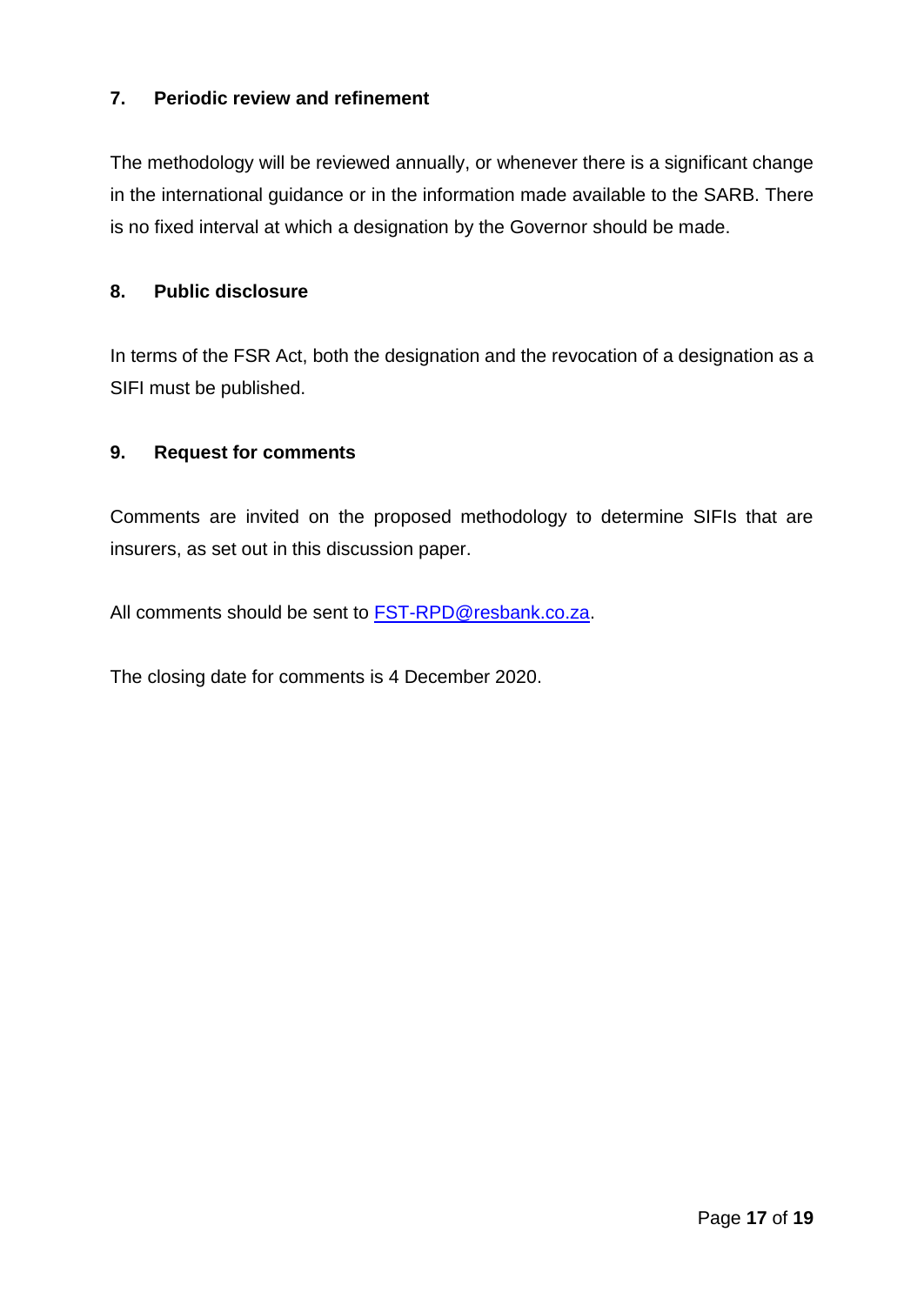## 7. Periodic review and refinement

The methodology will be reviewed annually, or whenever there is a significant change in the international guidance or in the information made available to the SARB. There is no fixed interval at which a designation by the Governor should be made.

## 8. Public disclosure

In terms of the FSR Act, both the designation and the revocation of a designation as a SIFI must be published.

## 9. Request for comments

Comments are invited on the proposed methodology to determine SIFIs that are insurers, as set out in this discussion paper.

All comments should be sent to FST-RPD@resbank.co.za.

The closing date for comments is 4 December 2020.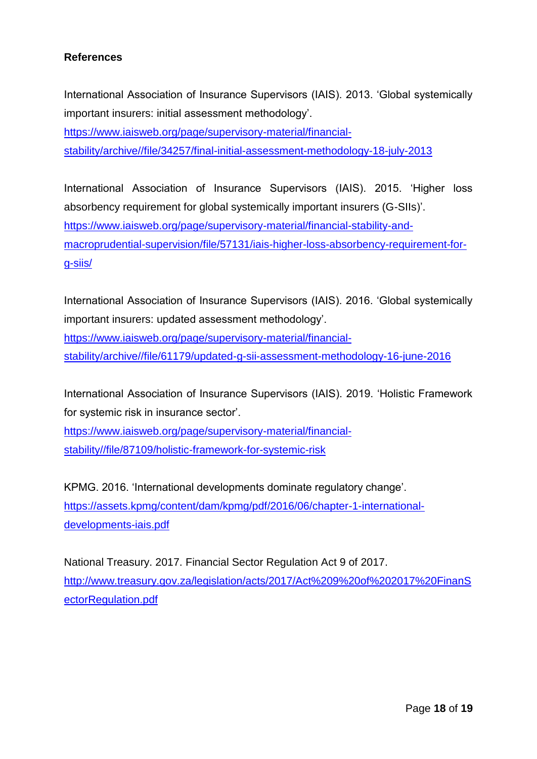**References**

International Association of Insurance Supervisors (IAIS). 2013. 'Global systemically important insurers: initial assessment methodology'. https://www.iaisweb.org/page/supervisory-material/financial-stability/archive//file/34257/final-initial-assessment-methodology-18-july-2013

International Association of Insurance Supervisors (IAIS). 2015. 'Higher loss absorbency requirement for global systemically important insurers (G-SIIs)'. https://www.iaisweb.org/page/supervisory-material/financial-stability-and-macroprudential-supervision/file/57131/iais-higher-loss-absorbency-requirement-for-g-siis/

International Association of Insurance Supervisors (IAIS). 2016. 'Global systemically important insurers: updated assessment methodology'. https://www.iaisweb.org/page/supervisory-material/financial-stability/archive//file/61179/updated-g-sii-assessment-methodology-16-june-2016

International Association of Insurance Supervisors (IAIS). 2019. 'Holistic Framework for systemic risk in insurance sector'. https://www.iaisweb.org/page/supervisory-material/financial-stability//file/87109/holistic-framework-for-systemic-risk

KPMG. 2016. 'International developments dominate regulatory change'. https://assets.kpmg/content/dam/kpmg/pdf/2016/06/chapter-1-international-developments-iais.pdf

National Treasury. 2017. Financial Sector Regulation Act 9 of 2017. http://www.treasury.gov.za/legislation/acts/2017/Act%209%20of%202017%20FinanSectorRegulation.pdf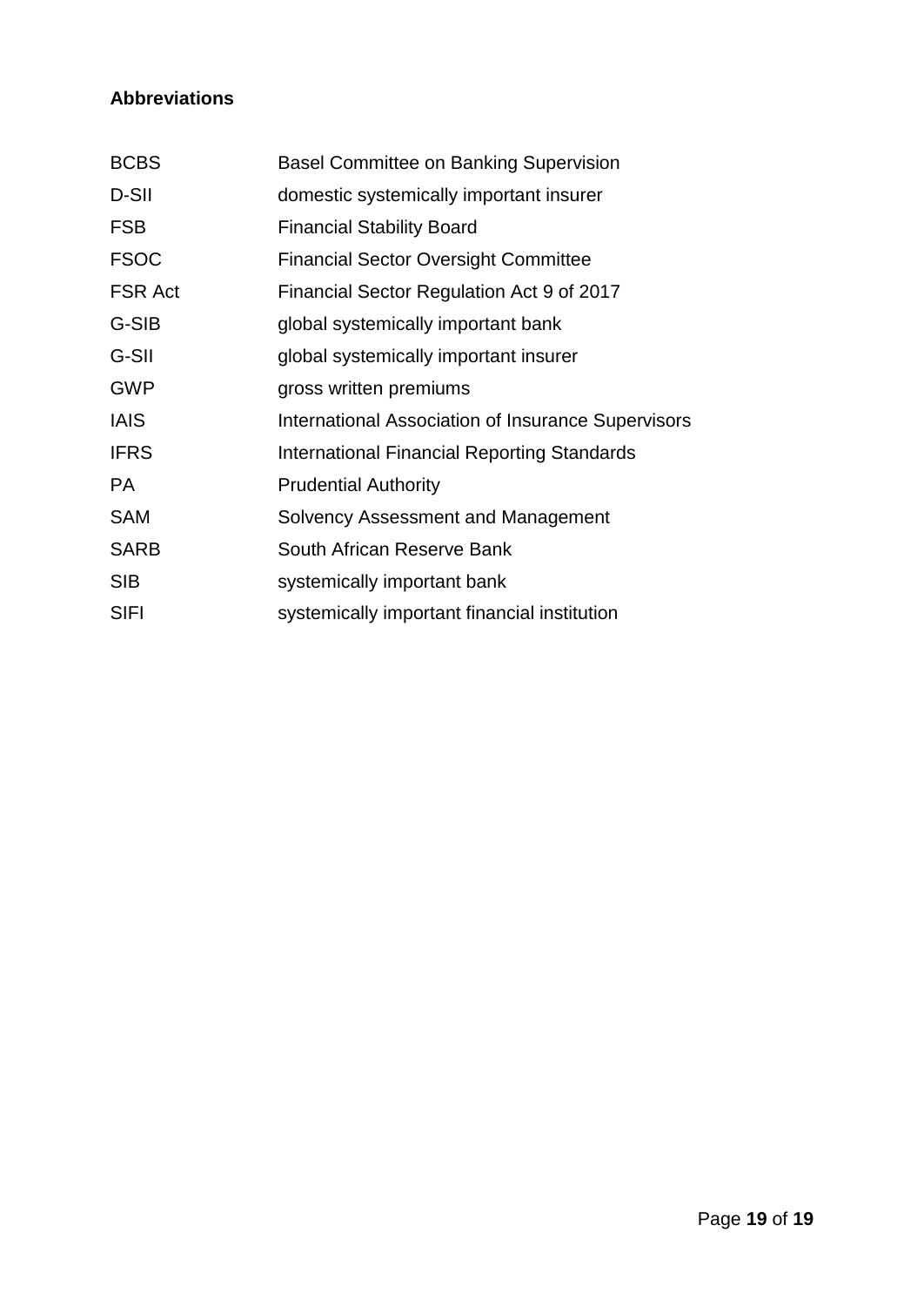**Abbreviations**

| | |
|---|---|
| BCBS | Basel Committee on Banking Supervision |
| D-SII | domestic systemically important insurer |
| FSB | Financial Stability Board |
| FSOC | Financial Sector Oversight Committee |
| FSR Act | Financial Sector Regulation Act 9 of 2017 |
| G-SIB | global systemically important bank |
| G-SII | global systemically important insurer |
| GWP | gross written premiums |
| IAIS | International Association of Insurance Supervisors |
| IFRS | International Financial Reporting Standards |
| PA | Prudential Authority |
| SAM | Solvency Assessment and Management |
| SARB | South African Reserve Bank |
| SIB | systemically important bank |
| SIFI | systemically important financial institution |